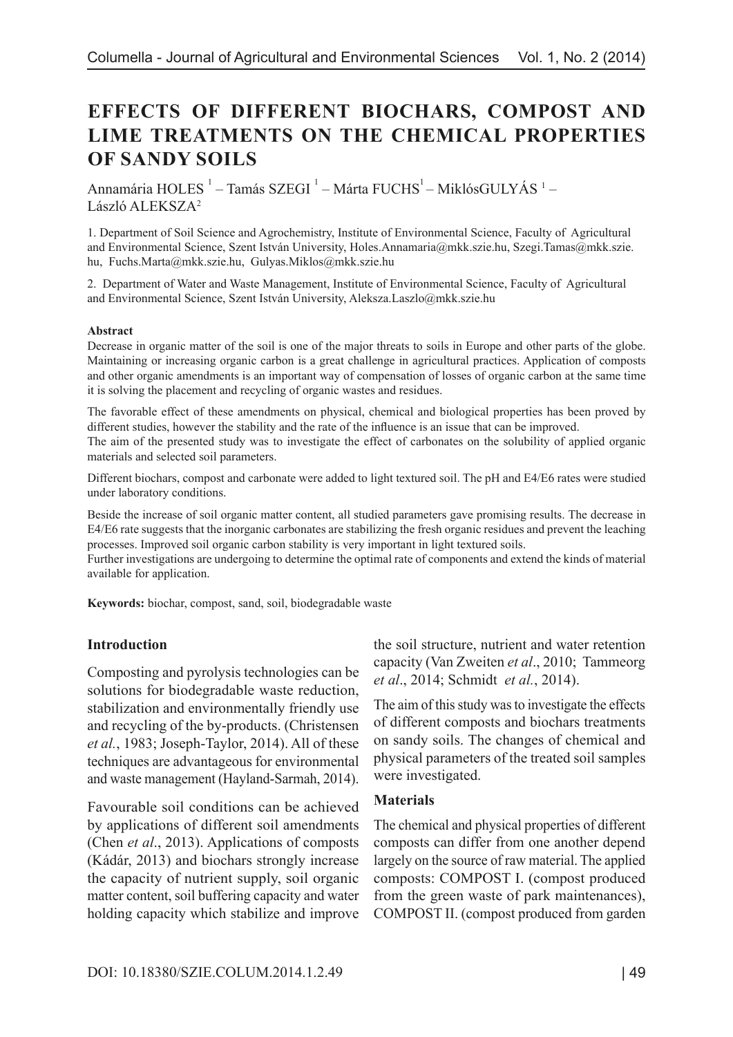# EFFECTS OF DIFFERENT BIOCHARS, COMPOST AND LIME TREATMENTS ON THE CHEMICAL PROPERTIES OF SANDY SOILS

Annamária HOLES [1] – Tamás SZEGI [1] – Márta FUCHS[1] – MiklósGULYÁS [1] – László ALEKSZA[2]

1. Department of Soil Science and Agrochemistry, Institute of Environmental Science, Faculty of Agricultural and Environmental Science, Szent István University, Holes.Annamaria@mkk.szie.hu, Szegi.Tamas@mkk.szie.hu, Fuchs.Marta@mkk.szie.hu, Gulyas.Miklos@mkk.szie.hu

2. Department of Water and Waste Management, Institute of Environmental Science, Faculty of Agricultural and Environmental Science, Szent István University, Aleksza.Laszlo@mkk.szie.hu

**Abstract**

Decrease in organic matter of the soil is one of the major threats to soils in Europe and other parts of the globe. Maintaining or increasing organic carbon is a great challenge in agricultural practices. Application of composts and other organic amendments is an important way of compensation of losses of organic carbon at the same time it is solving the placement and recycling of organic wastes and residues.

The favorable effect of these amendments on physical, chemical and biological properties has been proved by different studies, however the stability and the rate of the influence is an issue that can be improved.
The aim of the presented study was to investigate the effect of carbonates on the solubility of applied organic materials and selected soil parameters.

Different biochars, compost and carbonate were added to light textured soil. The pH and E4/E6 rates were studied under laboratory conditions.

Beside the increase of soil organic matter content, all studied parameters gave promising results. The decrease in E4/E6 rate suggests that the inorganic carbonates are stabilizing the fresh organic residues and prevent the leaching processes. Improved soil organic carbon stability is very important in light textured soils.
Further investigations are undergoing to determine the optimal rate of components and extend the kinds of material available for application.

**Keywords:** biochar, compost, sand, soil, biodegradable waste

## Introduction

Composting and pyrolysis technologies can be solutions for biodegradable waste reduction, stabilization and environmentally friendly use and recycling of the by-products. (Christensen *et al.*, 1983; Joseph-Taylor, 2014). All of these techniques are advantageous for environmental and waste management (Hayland-Sarmah, 2014).

Favourable soil conditions can be achieved by applications of different soil amendments (Chen *et al*., 2013). Applications of composts (Kádár, 2013) and biochars strongly increase the capacity of nutrient supply, soil organic matter content, soil buffering capacity and water holding capacity which stabilize and improve the soil structure, nutrient and water retention capacity (Van Zweiten *et al*., 2010; Tammeorg *et al*., 2014; Schmidt *et al.*, 2014).

The aim of this study was to investigate the effects of different composts and biochars treatments on sandy soils. The changes of chemical and physical parameters of the treated soil samples were investigated.

## Materials

The chemical and physical properties of different composts can differ from one another depend largely on the source of raw material. The applied composts: COMPOST I. (compost produced from the green waste of park maintenances), COMPOST II. (compost produced from garden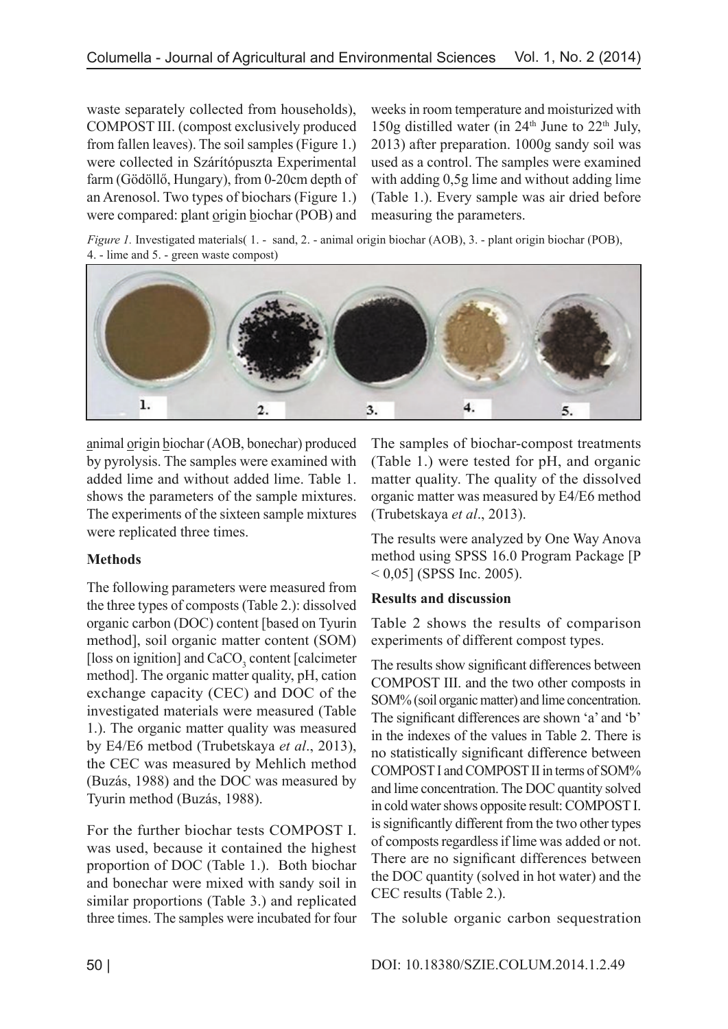waste separately collected from households), COMPOST III. (compost exclusively produced from fallen leaves). The soil samples (Figure 1.) were collected in Szárítópuszta Experimental farm (Gödöllő, Hungary), from 0-20cm depth of an Arenosol. Two types of biochars (Figure 1.) were compared: plant origin biochar (POB) and animal origin biochar (AOB, bonechar) produced by pyrolysis. The samples were examined with added lime and without added lime. Table 1. shows the parameters of the sample mixtures. The experiments of the sixteen sample mixtures were replicated three times.

*Figure 1.* Investigated materials( 1. - sand, 2. - animal origin biochar (AOB), 3. - plant origin biochar (POB), 4. - lime and 5. - green waste compost)

**Methods**

The following parameters were measured from the three types of composts (Table 2.): dissolved organic carbon (DOC) content [based on Tyurin method], soil organic matter content (SOM) [loss on ignition] and $CaCO_3$ content [calcimeter method]. The organic matter quality, pH, cation exchange capacity (CEC) and DOC of the investigated materials were measured (Table 1.). The organic matter quality was measured by E4/E6 metbod (Trubetskaya *et al*., 2013), the CEC was measured by Mehlich method (Buzás, 1988) and the DOC was measured by Tyurin method (Buzás, 1988).

For the further biochar tests COMPOST I. was used, because it contained the highest proportion of DOC (Table 1.). Both biochar and bonechar were mixed with sandy soil in similar proportions (Table 3.) and replicated three times. The samples were incubated for four weeks in room temperature and moisturized with 150g distilled water (in 24th June to 22th July, 2013) after preparation. 1000g sandy soil was used as a control. The samples were examined with adding 0,5g lime and without adding lime (Table 1.). Every sample was air dried before measuring the parameters.

The samples of biochar-compost treatments (Table 1.) were tested for pH, and organic matter quality. The quality of the dissolved organic matter was measured by E4/E6 method (Trubetskaya *et al*., 2013).

The results were analyzed by One Way Anova method using SPSS 16.0 Program Package [$P < 0,05$] (SPSS Inc. 2005).

**Results and discussion**

Table 2 shows the results of comparison experiments of different compost types.

The results show significant differences between COMPOST III. and the two other composts in SOM% (soil organic matter) and lime concentration. The significant differences are shown 'a' and 'b' in the indexes of the values in Table 2. There is no statistically significant difference between COMPOST I and COMPOST II in terms of SOM% and lime concentration. The DOC quantity solved in cold water shows opposite result: COMPOST I. is significantly different from the two other types of composts regardless if lime was added or not. There are no significant differences between the DOC quantity (solved in hot water) and the CEC results (Table 2.).

The soluble organic carbon sequestration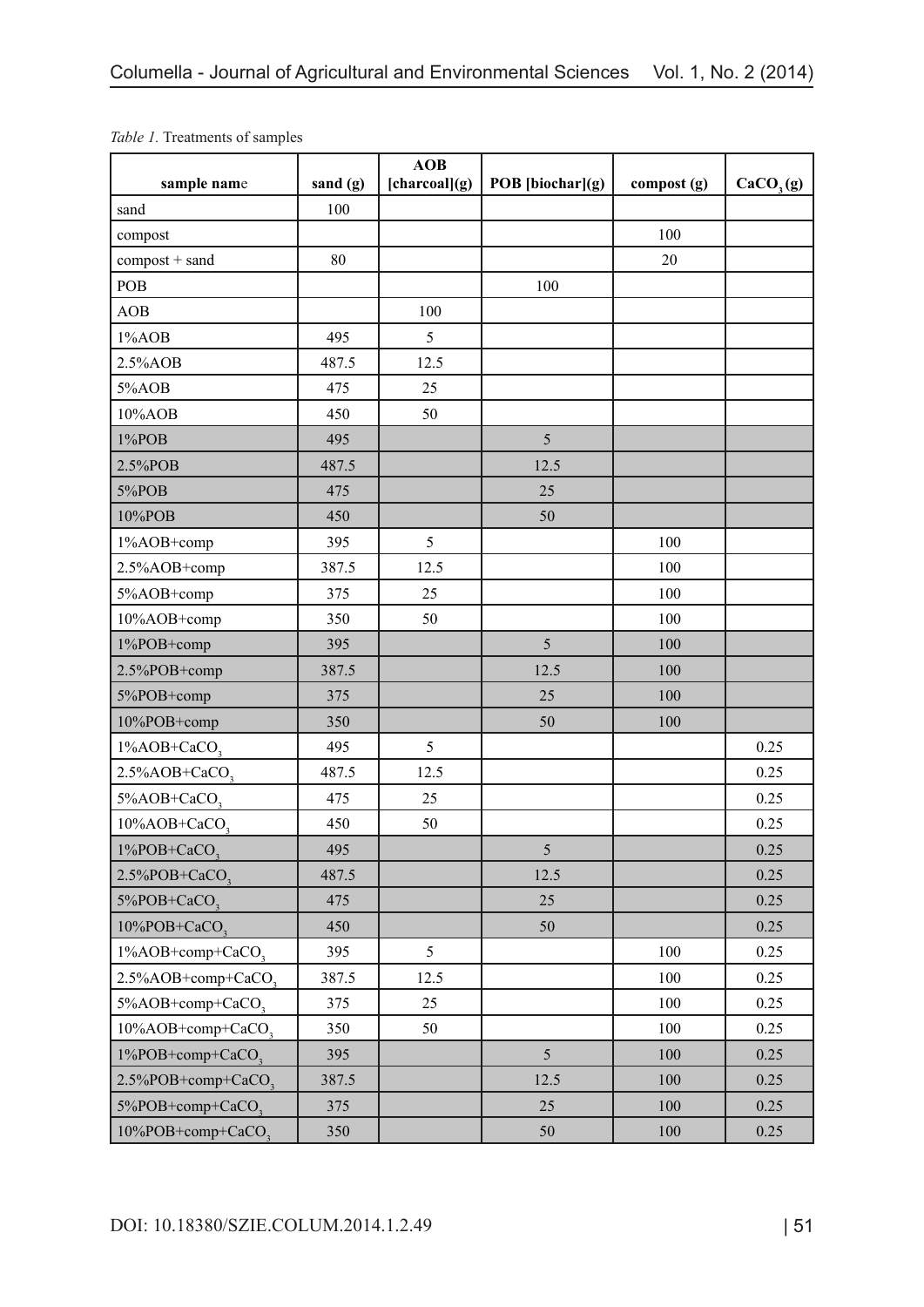*Table 1.* Treatments of samples

| sample name | sand (g) | AOB [charcoal](g) | POB [biochar](g) | compost (g) | $CaCO_3$ (g) |
|---|---|---|---|---|---|
| sand | 100 | | | | |
| compost | | | | 100 | |
| compost + sand | 80 | | | 20 | |
| POB | | | 100 | | |
| AOB | | 100 | | | |
| 1%AOB | 495 | 5 | | | |
| 2.5%AOB | 487.5 | 12.5 | | | |
| 5%AOB | 475 | 25 | | | |
| 10%AOB | 450 | 50 | | | |
| 1%POB | 495 | | 5 | | |
| 2.5%POB | 487.5 | | 12.5 | | |
| 5%POB | 475 | | 25 | | |
| 10%POB | 450 | | 50 | | |
| 1%AOB+comp | 395 | 5 | | 100 | |
| 2.5%AOB+comp | 387.5 | 12.5 | | 100 | |
| 5%AOB+comp | 375 | 25 | | 100 | |
| 10%AOB+comp | 350 | 50 | | 100 | |
| 1%POB+comp | 395 | | 5 | 100 | |
| 2.5%POB+comp | 387.5 | | 12.5 | 100 | |
| 5%POB+comp | 375 | | 25 | 100 | |
| 10%POB+comp | 350 | | 50 | 100 | |
| 1%AOB+$CaCO_3$ | 495 | 5 | | | 0.25 |
| 2.5%AOB+$CaCO_3$ | 487.5 | 12.5 | | | 0.25 |
| 5%AOB+$CaCO_3$ | 475 | 25 | | | 0.25 |
| 10%AOB+$CaCO_3$ | 450 | 50 | | | 0.25 |
| 1%POB+$CaCO_3$ | 495 | | 5 | | 0.25 |
| 2.5%POB+$CaCO_3$ | 487.5 | | 12.5 | | 0.25 |
| 5%POB+$CaCO_3$ | 475 | | 25 | | 0.25 |
| 10%POB+$CaCO_3$ | 450 | | 50 | | 0.25 |
| 1%AOB+comp+$CaCO_3$ | 395 | 5 | | 100 | 0.25 |
| 2.5%AOB+comp+$CaCO_3$ | 387.5 | 12.5 | | 100 | 0.25 |
| 5%AOB+comp+$CaCO_3$ | 375 | 25 | | 100 | 0.25 |
| 10%AOB+comp+$CaCO_3$ | 350 | 50 | | 100 | 0.25 |
| 1%POB+comp+$CaCO_3$ | 395 | | 5 | 100 | 0.25 |
| 2.5%POB+comp+$CaCO_3$ | 387.5 | | 12.5 | 100 | 0.25 |
| 5%POB+comp+$CaCO_3$ | 375 | | 25 | 100 | 0.25 |
| 10%POB+comp+$CaCO_3$ | 350 | | 50 | 100 | 0.25 |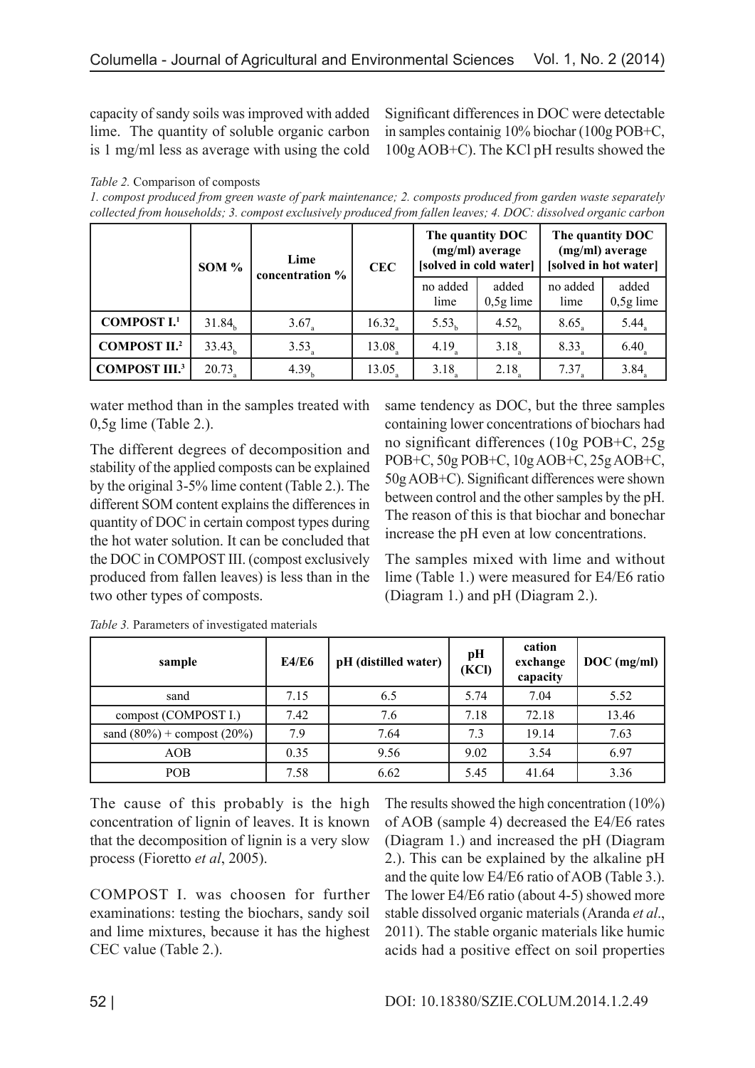capacity of sandy soils was improved with added lime. The quantity of soluble organic carbon is 1 mg/ml less as average with using the cold water method than in the samples treated with 0,5g lime (Table 2.).

*Table 2.* Comparison of composts

*1. compost produced from green waste of park maintenance; 2. composts produced from garden waste separately collected from households; 3. compost exclusively produced from fallen leaves; 4. DOC: dissolved organic carbon*

| | SOM % | Lime concentration % | CEC | The quantity DOC (mg/ml) average [solved in cold water] | | The quantity DOC (mg/ml) average [solved in hot water] | |
|---|---|---|---|---|---|---|---|
| | | | | no added lime | added 0,5g lime | no added lime | added 0,5g lime |
| **COMPOST I.**[1] | $31.84_b$ | $3.67_a$ | $16.32_a$ | $5.53_b$ | $4.52_b$ | $8.65_a$ | $5.44_a$ |
| **COMPOST II.**[2] | $33.43_b$ | $3.53_a$ | $13.08_a$ | $4.19_a$ | $3.18_a$ | $8.33_a$ | $6.40_a$ |
| **COMPOST III.**[3] | $20.73_a$ | $4.39_b$ | $13.05_a$ | $3.18_a$ | $2.18_a$ | $7.37_a$ | $3.84_a$ |

The different degrees of decomposition and stability of the applied composts can be explained by the original 3-5% lime content (Table 2.). The different SOM content explains the differences in quantity of DOC in certain compost types during the hot water solution. It can be concluded that the DOC in COMPOST III. (compost exclusively produced from fallen leaves) is less than in the two other types of composts.

Significant differences in DOC were detectable in samples containig 10% biochar (100g POB+C, 100g AOB+C). The KCl pH results showed the same tendency as DOC, but the three samples containing lower concentrations of biochars had no significant differences (10g POB+C, 25g POB+C, 50g POB+C, 10g AOB+C, 25g AOB+C, 50g AOB+C). Significant differences were shown between control and the other samples by the pH. The reason of this is that biochar and bonechar increase the pH even at low concentrations.

The samples mixed with lime and without lime (Table 1.) were measured for E4/E6 ratio (Diagram 1.) and pH (Diagram 2.).

*Table 3.* Parameters of investigated materials

| sample | E4/E6 | pH (distilled water) | pH (KCl) | cation exchange capacity | DOC (mg/ml) |
|---|---|---|---|---|---|
| sand | 7.15 | 6.5 | 5.74 | 7.04 | 5.52 |
| compost (COMPOST I.) | 7.42 | 7.6 | 7.18 | 72.18 | 13.46 |
| sand (80%) + compost (20%) | 7.9 | 7.64 | 7.3 | 19.14 | 7.63 |
| AOB | 0.35 | 9.56 | 9.02 | 3.54 | 6.97 |
| POB | 7.58 | 6.62 | 5.45 | 41.64 | 3.36 |

The cause of this probably is the high concentration of lignin of leaves. It is known that the decomposition of lignin is a very slow process (Fioretto *et al*, 2005).

COMPOST I. was choosen for further examinations: testing the biochars, sandy soil and lime mixtures, because it has the highest CEC value (Table 2.).

The results showed the high concentration (10%) of AOB (sample 4) decreased the E4/E6 rates (Diagram 1.) and increased the pH (Diagram 2.). This can be explained by the alkaline pH and the quite low E4/E6 ratio of AOB (Table 3.). The lower E4/E6 ratio (about 4-5) showed more stable dissolved organic materials (Aranda *et al*., 2011). The stable organic materials like humic acids had a positive effect on soil properties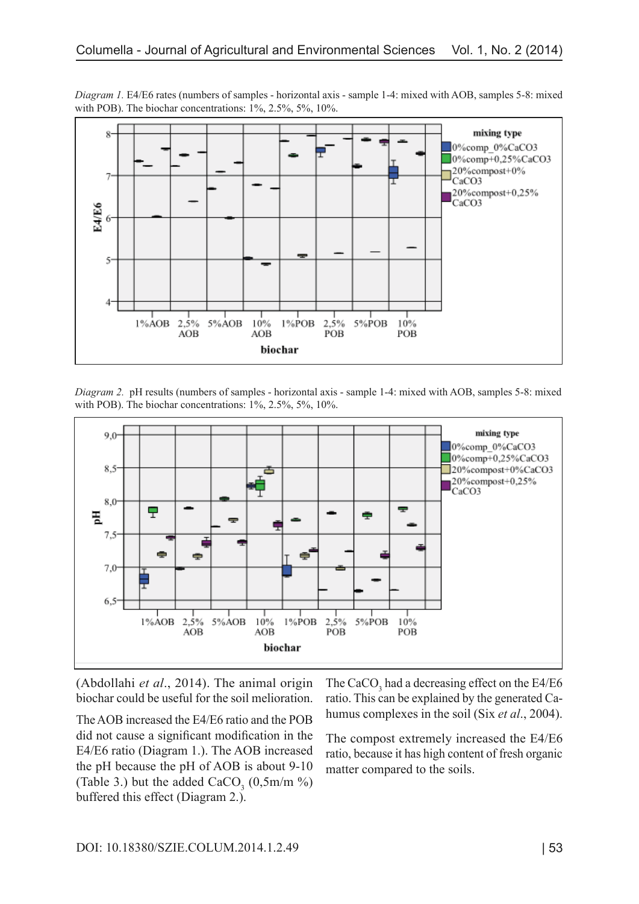*Diagram 1.* E4/E6 rates (numbers of samples - horizontal axis - sample 1-4: mixed with AOB, samples 5-8: mixed with POB). The biochar concentrations: 1%, 2.5%, 5%, 10%.

*Diagram 2.* pH results (numbers of samples - horizontal axis - sample 1-4: mixed with AOB, samples 5-8: mixed with POB). The biochar concentrations: 1%, 2.5%, 5%, 10%.

(Abdollahi *et al*., 2014). The animal origin biochar could be useful for the soil melioration.

The AOB increased the E4/E6 ratio and the POB did not cause a significant modification in the E4/E6 ratio (Diagram 1.). The AOB increased the pH because the pH of AOB is about 9-10 (Table 3.) but the added $CaCO_3$ (0,5m/m %) buffered this effect (Diagram 2.).

The $CaCO_3$ had a decreasing effect on the E4/E6 ratio. This can be explained by the generated Ca-humus complexes in the soil (Six *et al*., 2004).

The compost extremely increased the E4/E6 ratio, because it has high content of fresh organic matter compared to the soils.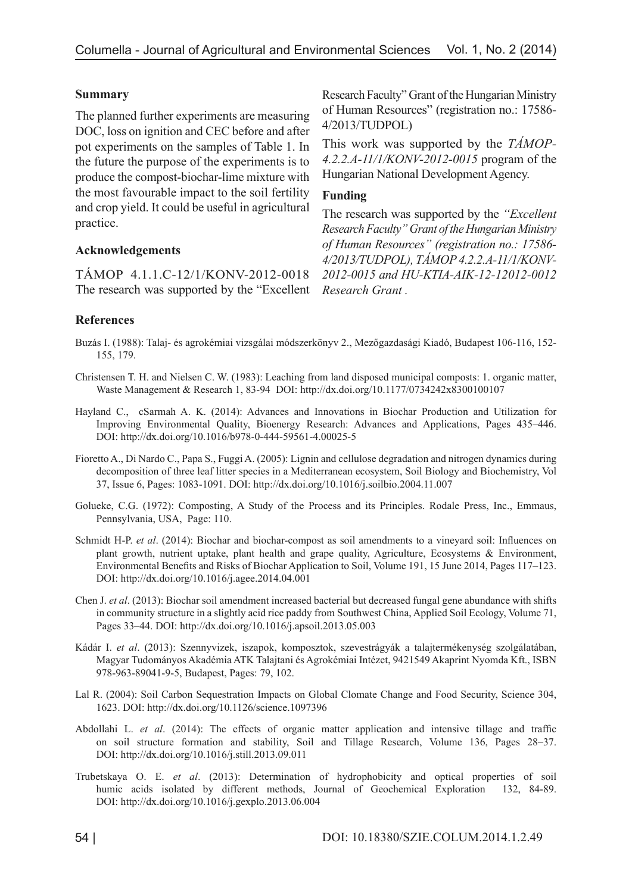### Summary

The planned further experiments are measuring DOC, loss on ignition and CEC before and after pot experiments on the samples of Table 1. In the future the purpose of the experiments is to produce the compost-biochar-lime mixture with the most favourable impact to the soil fertility and crop yield. It could be useful in agricultural practice.

### Acknowledgements

TÁMOP 4.1.1.C-12/1/KONV-2012-0018 The research was supported by the "Excellent Research Faculty" Grant of the Hungarian Ministry of Human Resources" (registration no.: 17586-4/2013/TUDPOL)

This work was supported by the *TÁMOP-4.2.2.A-11/1/KONV-2012-0015* program of the Hungarian National Development Agency.

### Funding

The research was supported by the *"Excellent Research Faculty" Grant of the Hungarian Ministry of Human Resources" (registration no.: 17586-4/2013/TUDPOL), TÁMOP 4.2.2.A-11/1/KONV-2012-0015 and HU-KTIA-AIK-12-12012-0012 Research Grant .*

### References

Buzás I. (1988): Talaj- és agrokémiai vizsgálai módszerkönyv 2., Mezőgazdasági Kiadó, Budapest 106-116, 152-155, 179.

Christensen T. H. and Nielsen C. W. (1983): Leaching from land disposed municipal composts: 1. organic matter, Waste Management & Research 1, 83-94 DOI: http://dx.doi.org/10.1177/0734242x8300100107

Hayland C., cSarmah A. K. (2014): Advances and Innovations in Biochar Production and Utilization for Improving Environmental Quality, Bioenergy Research: Advances and Applications, Pages 435–446. DOI: http://dx.doi.org/10.1016/b978-0-444-59561-4.00025-5

Fioretto A., Di Nardo C., Papa S., Fuggi A. (2005): Lignin and cellulose degradation and nitrogen dynamics during decomposition of three leaf litter species in a Mediterranean ecosystem, Soil Biology and Biochemistry, Vol 37, Issue 6, Pages: 1083-1091. DOI: http://dx.doi.org/10.1016/j.soilbio.2004.11.007

Golueke, C.G. (1972): Composting, A Study of the Process and its Principles. Rodale Press, Inc., Emmaus, Pennsylvania, USA, Page: 110.

Schmidt H-P. *et al*. (2014): Biochar and biochar-compost as soil amendments to a vineyard soil: Influences on plant growth, nutrient uptake, plant health and grape quality, Agriculture, Ecosystems & Environment, Environmental Benefits and Risks of Biochar Application to Soil, Volume 191, 15 June 2014, Pages 117–123. DOI: http://dx.doi.org/10.1016/j.agee.2014.04.001

Chen J. *et al*. (2013): Biochar soil amendment increased bacterial but decreased fungal gene abundance with shifts in community structure in a slightly acid rice paddy from Southwest China, Applied Soil Ecology, Volume 71, Pages 33–44. DOI: http://dx.doi.org/10.1016/j.apsoil.2013.05.003

Kádár I. *et al*. (2013): Szennyvizek, iszapok, komposztok, szevestrágyák a talajtermékenység szolgálatában, Magyar Tudományos Akadémia ATK Talajtani és Agrokémiai Intézet, 9421549 Akaprint Nyomda Kft., ISBN 978-963-89041-9-5, Budapest, Pages: 79, 102.

Lal R. (2004): Soil Carbon Sequestration Impacts on Global Clomate Change and Food Security, Science 304, 1623. DOI: http://dx.doi.org/10.1126/science.1097396

Abdollahi L. *et al*. (2014): The effects of organic matter application and intensive tillage and traffic on soil structure formation and stability, Soil and Tillage Research, Volume 136, Pages 28–37. DOI: http://dx.doi.org/10.1016/j.still.2013.09.011

Trubetskaya O. E. *et al*. (2013): Determination of hydrophobicity and optical properties of soil humic acids isolated by different methods, Journal of Geochemical Exploration 132, 84-89. DOI: http://dx.doi.org/10.1016/j.gexplo.2013.06.004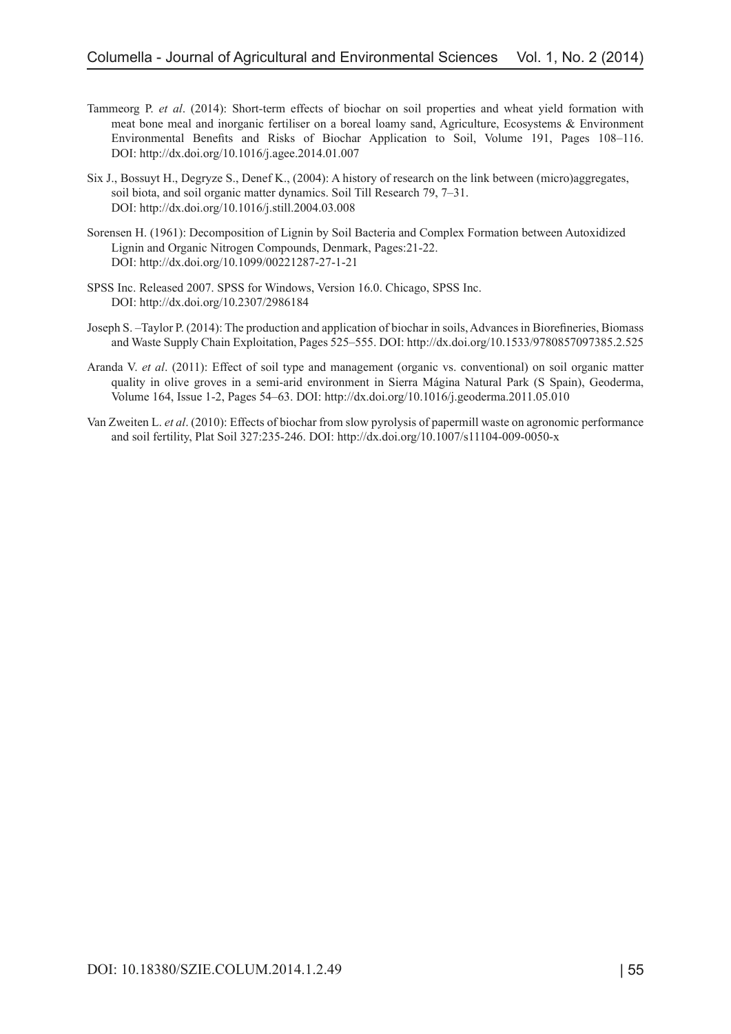Tammeorg P. *et al*. (2014): Short-term effects of biochar on soil properties and wheat yield formation with meat bone meal and inorganic fertiliser on a boreal loamy sand, Agriculture, Ecosystems & Environment Environmental Benefits and Risks of Biochar Application to Soil, Volume 191, Pages 108–116. DOI: http://dx.doi.org/10.1016/j.agee.2014.01.007

Six J., Bossuyt H., Degryze S., Denef K., (2004): A history of research on the link between (micro)aggregates, soil biota, and soil organic matter dynamics. Soil Till Research 79, 7–31. DOI: http://dx.doi.org/10.1016/j.still.2004.03.008

Sorensen H. (1961): Decomposition of Lignin by Soil Bacteria and Complex Formation between Autoxidized Lignin and Organic Nitrogen Compounds, Denmark, Pages:21-22. DOI: http://dx.doi.org/10.1099/00221287-27-1-21

SPSS Inc. Released 2007. SPSS for Windows, Version 16.0. Chicago, SPSS Inc. DOI: http://dx.doi.org/10.2307/2986184

Joseph S. –Taylor P. (2014): The production and application of biochar in soils, Advances in Biorefineries, Biomass and Waste Supply Chain Exploitation, Pages 525–555. DOI: http://dx.doi.org/10.1533/9780857097385.2.525

Aranda V. *et al*. (2011): Effect of soil type and management (organic vs. conventional) on soil organic matter quality in olive groves in a semi-arid environment in Sierra Mágina Natural Park (S Spain), Geoderma, Volume 164, Issue 1-2, Pages 54–63. DOI: http://dx.doi.org/10.1016/j.geoderma.2011.05.010

Van Zweiten L. *et al*. (2010): Effects of biochar from slow pyrolysis of papermill waste on agronomic performance and soil fertility, Plat Soil 327:235-246. DOI: http://dx.doi.org/10.1007/s11104-009-0050-x